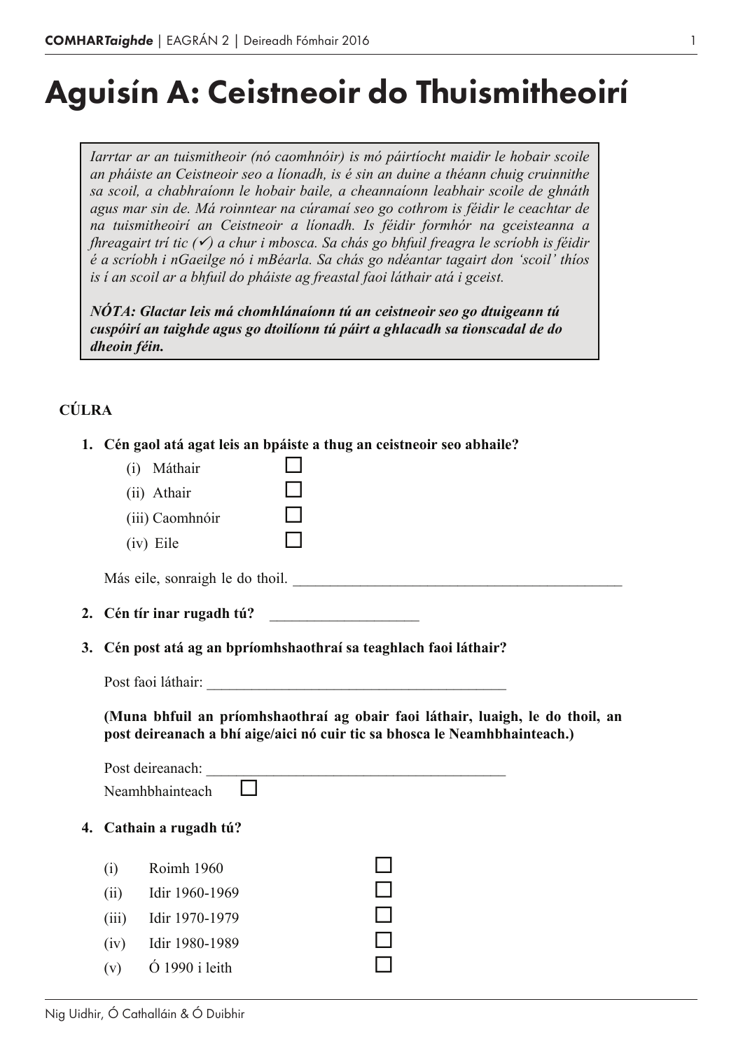# Aguisín A: Ceistneoir do Thuismitheoirí

> *Iarrtar ar an tuismitheoir (nó caomhnóir) is mó páirtíocht maidir le hobair scoile an pháiste an Ceistneoir seo a líonadh, is é sin an duine a théann chuig cruinnithe sa scoil, a chabhraíonn le hobair baile, a cheannaíonn leabhair scoile de ghnáth agus mar sin de. Má roinntear na cúramaí seo go cothrom is féidir le ceachtar de na tuismitheoirí an Ceistneoir a líonadh. Is féidir formhór na gceisteanna a fhreagairt trí tic (✓) a chur i mbosca. Sa chás go bhfuil freagra le scríobh is féidir é a scríobh i nGaeilge nó i mBéarla. Sa chás go ndéantar tagairt don 'scoil' thíos is í an scoil ar a bhfuil do pháiste ag freastal faoi láthair atá i gceist.*
>
> ***NÓTA: Glactar leis má chomhlánaíonn tú an ceistneoir seo go dtuigeann tú cuspóirí an taighde agus go dtoilíonn tú páirt a ghlacadh sa tionscadal de do dheoin féin.***

## CÚLRA

**1. Cén gaol atá agat leis an bpáiste a thug an ceistneoir seo abhaile?**

- (i) Máthair ☐
- (ii) Athair ☐
- (iii) Caomhnóir ☐
- (iv) Eile ☐

Más eile, sonraigh le do thoil. ____________________________________________

**2. Cén tír inar rugadh tú?** ____________________

**3. Cén post atá ag an bpríomhshaothraí sa teaghlach faoi láthair?**

Post faoi láthair: ________________________________________

**(Muna bhfuil an príomhshaothraí ag obair faoi láthair, luaigh, le do thoil, an post deireanach a bhí aige/aici nó cuir tic sa bhosca le Neamhbhainteach.)**

Post deireanach: ________________________________________

Neamhbhainteach ☐

**4. Cathain a rugadh tú?**

- (i) Roimh 1960 ☐
- (ii) Idir 1960-1969 ☐
- (iii) Idir 1970-1979 ☐
- (iv) Idir 1980-1989 ☐
- (v) Ó 1990 i leith ☐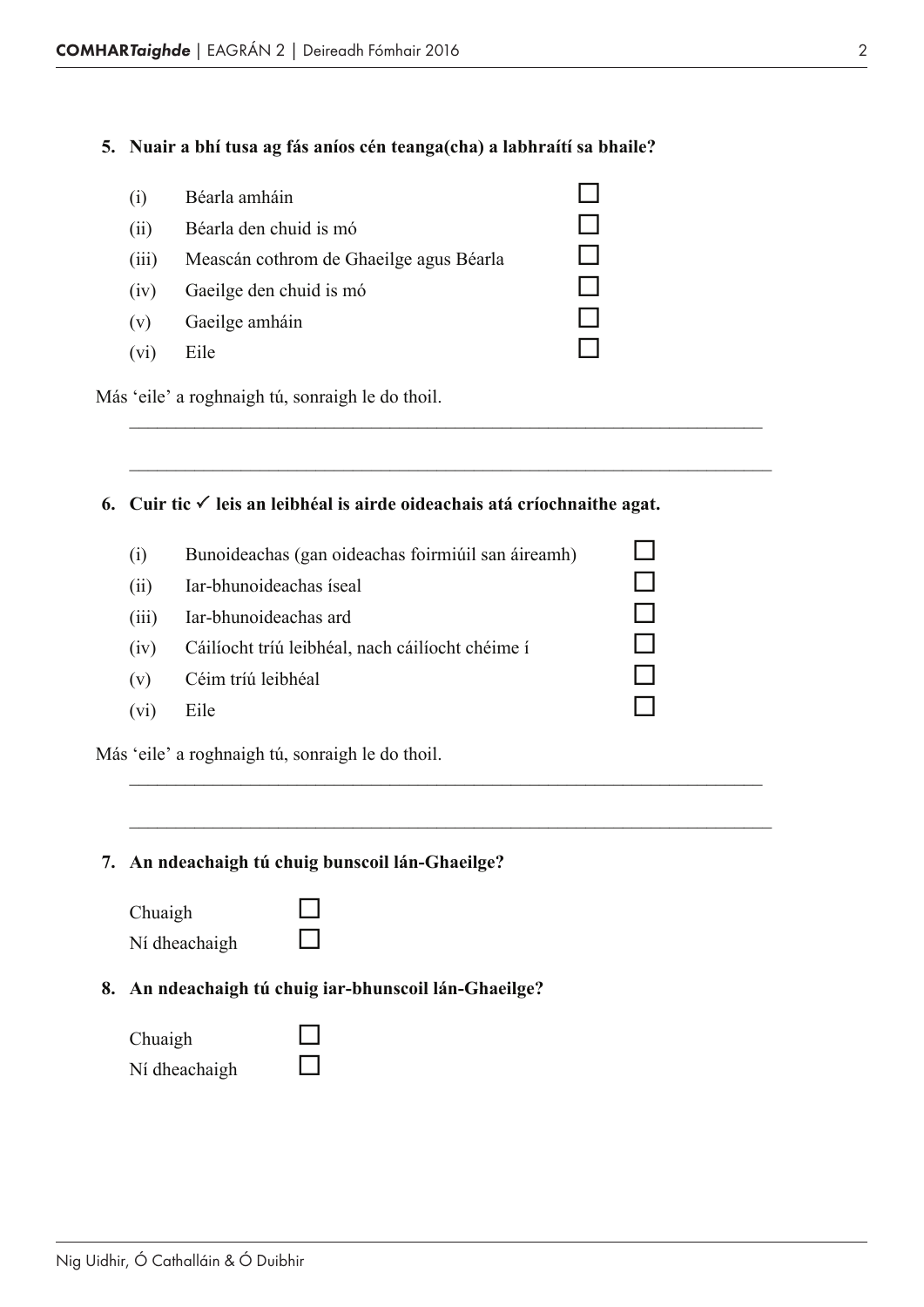**5. Nuair a bhí tusa ag fás aníos cén teanga(cha) a labhraítí sa bhaile?**

(i) Béarla amháin ☐
(ii) Béarla den chuid is mó ☐
(iii) Meascán cothrom de Ghaeilge agus Béarla ☐
(iv) Gaeilge den chuid is mó ☐
(v) Gaeilge amháin ☐
(vi) Eile ☐

Más 'eile' a roghnaigh tú, sonraigh le do thoil.

______________________________________________________________________

______________________________________________________________________

**6. Cuir tic ✓ leis an leibhéal is airde oideachais atá críochnaithe agat.**

(i) Bunoideachas (gan oideachas foirmiúil san áireamh) ☐
(ii) Iar-bhunoideachas íseal ☐
(iii) Iar-bhunoideachas ard ☐
(iv) Cáilíocht tríú leibhéal, nach cáilíocht chéime í ☐
(v) Céim tríú leibhéal ☐
(vi) Eile ☐

Más 'eile' a roghnaigh tú, sonraigh le do thoil.

______________________________________________________________________

______________________________________________________________________

**7. An ndeachaigh tú chuig bunscoil lán-Ghaeilge?**

Chuaigh ☐
Ní dheachaigh ☐

**8. An ndeachaigh tú chuig iar-bhunscoil lán-Ghaeilge?**

Chuaigh ☐
Ní dheachaigh ☐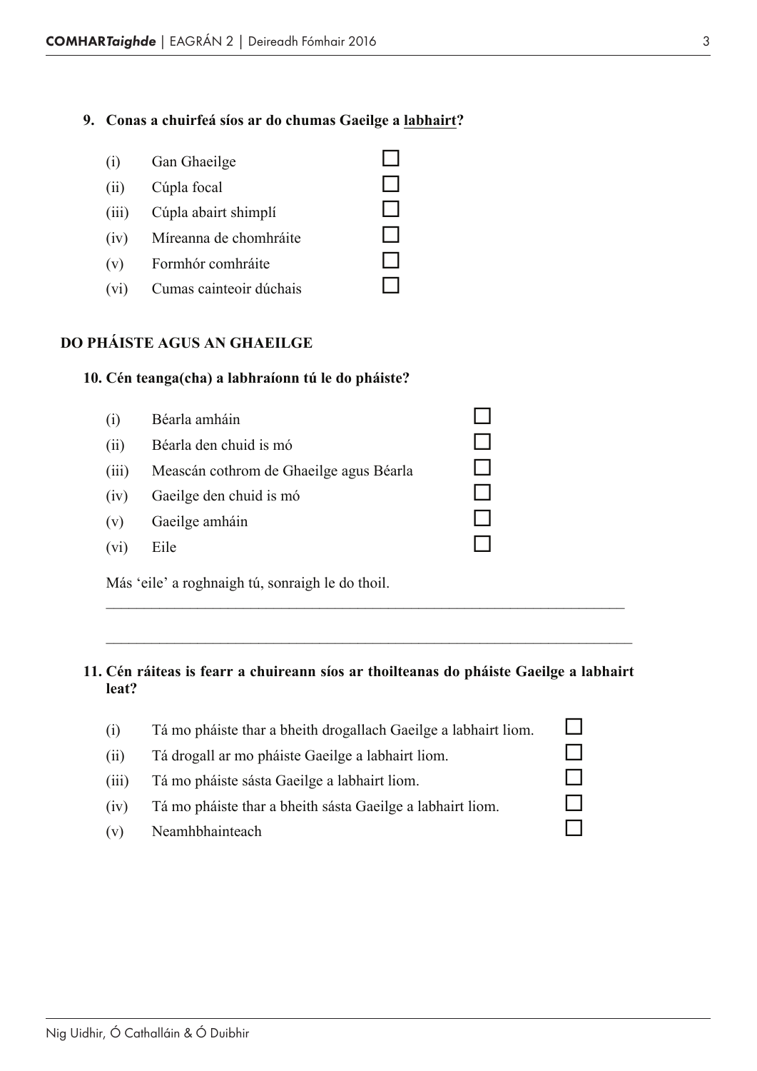**9. Conas a chuirfeá síos ar do chumas Gaeilge a <u>labhairt</u>?**

(i) Gan Ghaeilge ☐
(ii) Cúpla focal ☐
(iii) Cúpla abairt shimplí ☐
(iv) Míreanna de chomhráite ☐
(v) Formhór comhráite ☐
(vi) Cumas cainteoir dúchais ☐

## DO PHÁISTE AGUS AN GHAEILGE

**10. Cén teanga(cha) a labhraíonn tú le do pháiste?**

(i) Béarla amháin ☐
(ii) Béarla den chuid is mó ☐
(iii) Meascán cothrom de Ghaeilge agus Béarla ☐
(iv) Gaeilge den chuid is mó ☐
(v) Gaeilge amháin ☐
(vi) Eile ☐

Más 'eile' a roghnaigh tú, sonraigh le do thoil.

\_\_\_\_\_\_\_\_\_\_\_\_\_\_\_\_\_\_\_\_\_\_\_\_\_\_\_\_\_\_\_\_\_\_\_\_\_\_\_\_\_\_\_\_\_\_\_\_\_\_\_\_\_\_\_\_\_\_\_\_\_\_\_\_\_\_

\_\_\_\_\_\_\_\_\_\_\_\_\_\_\_\_\_\_\_\_\_\_\_\_\_\_\_\_\_\_\_\_\_\_\_\_\_\_\_\_\_\_\_\_\_\_\_\_\_\_\_\_\_\_\_\_\_\_\_\_\_\_\_\_\_\_

**11. Cén ráiteas is fearr a chuireann síos ar thoilteanas do pháiste Gaeilge a labhairt leat?**

(i) Tá mo pháiste thar a bheith drogallach Gaeilge a labhairt liom. ☐
(ii) Tá drogall ar mo pháiste Gaeilge a labhairt liom. ☐
(iii) Tá mo pháiste sásta Gaeilge a labhairt liom. ☐
(iv) Tá mo pháiste thar a bheith sásta Gaeilge a labhairt liom. ☐
(v) Neamhbhainteach ☐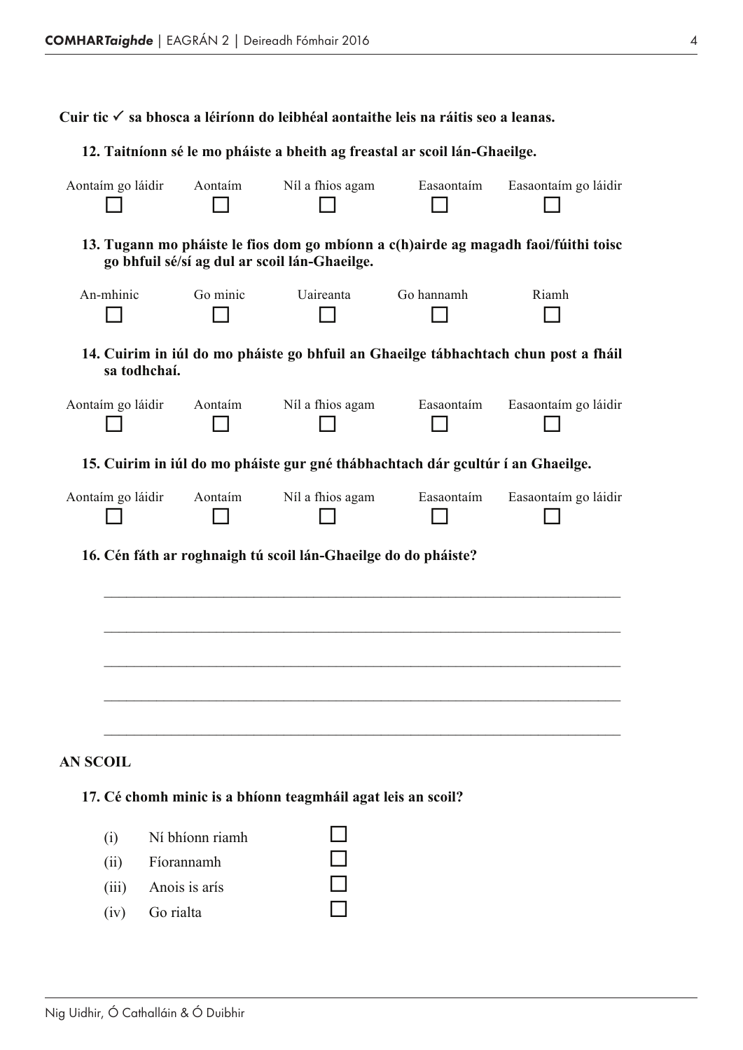**Cuir tic ✓ sa bhosca a léiríonn do leibhéal aontaithe leis na ráitis seo a leanas.**

**12. Taitníonn sé le mo pháiste a bheith ag freastal ar scoil lán-Ghaeilge.**

| Aontaím go láidir | Aontaím | Níl a fhios agam | Easaontaím | Easaontaím go láidir |
|---|---|---|---|---|
| ☐ | ☐ | ☐ | ☐ | ☐ |

**13. Tugann mo pháiste le fios dom go mbíonn a c(h)airde ag magadh faoi/fúithi toisc go bhfuil sé/sí ag dul ar scoil lán-Ghaeilge.**

| An-mhinic | Go minic | Uaireanta | Go hannamh | Riamh |
|---|---|---|---|---|
| ☐ | ☐ | ☐ | ☐ | ☐ |

**14. Cuirim in iúl do mo pháiste go bhfuil an Ghaeilge tábhachtach chun post a fháil sa todhchaí.**

| Aontaím go láidir | Aontaím | Níl a fhios agam | Easaontaím | Easaontaím go láidir |
|---|---|---|---|---|
| ☐ | ☐ | ☐ | ☐ | ☐ |

**15. Cuirim in iúl do mo pháiste gur gné thábhachtach dár gcultúr í an Ghaeilge.**

| Aontaím go láidir | Aontaím | Níl a fhios agam | Easaontaím | Easaontaím go láidir |
|---|---|---|---|---|
| ☐ | ☐ | ☐ | ☐ | ☐ |

**16. Cén fáth ar roghnaigh tú scoil lán-Ghaeilge do do pháiste?**

______________________________________________________________________

______________________________________________________________________

______________________________________________________________________

______________________________________________________________________

______________________________________________________________________

## AN SCOIL

**17. Cé chomh minic is a bhíonn teagmháil agat leis an scoil?**

(i) Ní bhíonn riamh ☐

(ii) Fíorannamh ☐

(iii) Anois is arís ☐

(iv) Go rialta ☐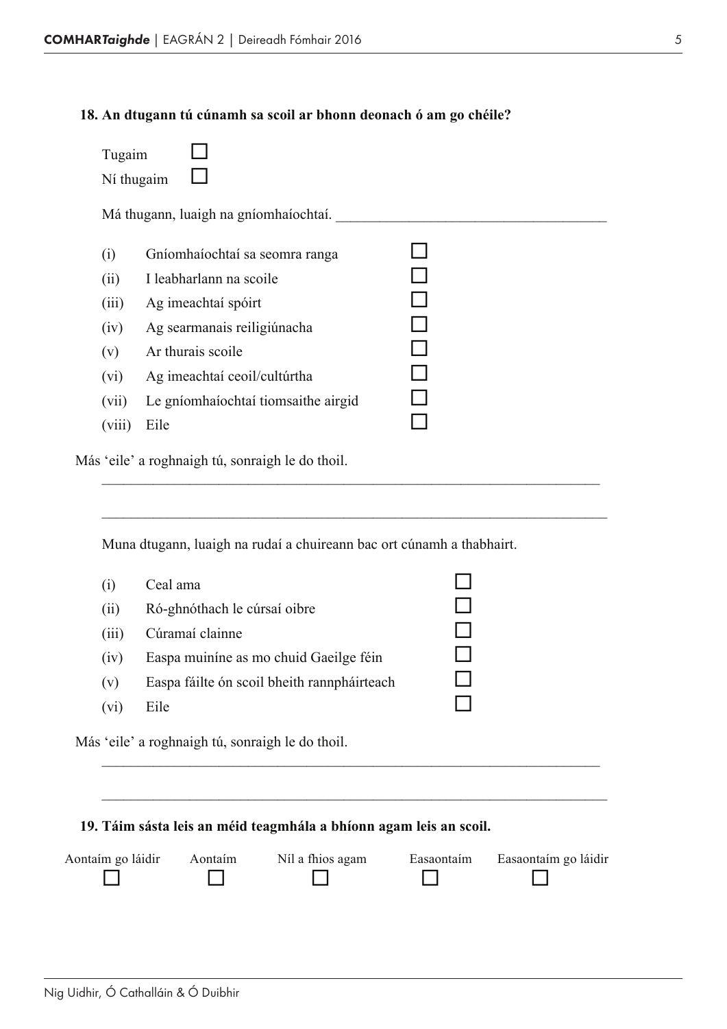**18. An dtugann tú cúnamh sa scoil ar bhonn deonach ó am go chéile?**

Tugaim ☐
Ní thugaim ☐

Má thugann, luaigh na gníomhaíochtaí. ____________________________________

- (i) Gníomhaíochtaí sa seomra ranga ☐
- (ii) I leabharlann na scoile ☐
- (iii) Ag imeachtaí spóirt ☐
- (iv) Ag searmanais reiligiúnacha ☐
- (v) Ar thurais scoile ☐
- (vi) Ag imeachtaí ceoil/cultúrtha ☐
- (vii) Le gníomhaíochtaí tiomsaithe airgid ☐
- (viii) Eile ☐

Más 'eile' a roghnaigh tú, sonraigh le do thoil.

____________________________________________________________________

____________________________________________________________________

Muna dtugann, luaigh na rudaí a chuireann bac ort cúnamh a thabhairt.

- (i) Ceal ama ☐
- (ii) Ró-ghnóthach le cúrsaí oibre ☐
- (iii) Cúramaí clainne ☐
- (iv) Easpa muiníne as mo chuid Gaeilge féin ☐
- (v) Easpa fáilte ón scoil bheith rannpháirteach ☐
- (vi) Eile ☐

Más 'eile' a roghnaigh tú, sonraigh le do thoil.

____________________________________________________________________

____________________________________________________________________

**19. Táim sásta leis an méid teagmhála a bhíonn agam leis an scoil.**

| Aontaím go láidir | Aontaím | Níl a fhios agam | Easaontaím | Easaontaím go láidir |
|---|---|---|---|---|
| ☐ | ☐ | ☐ | ☐ | ☐ |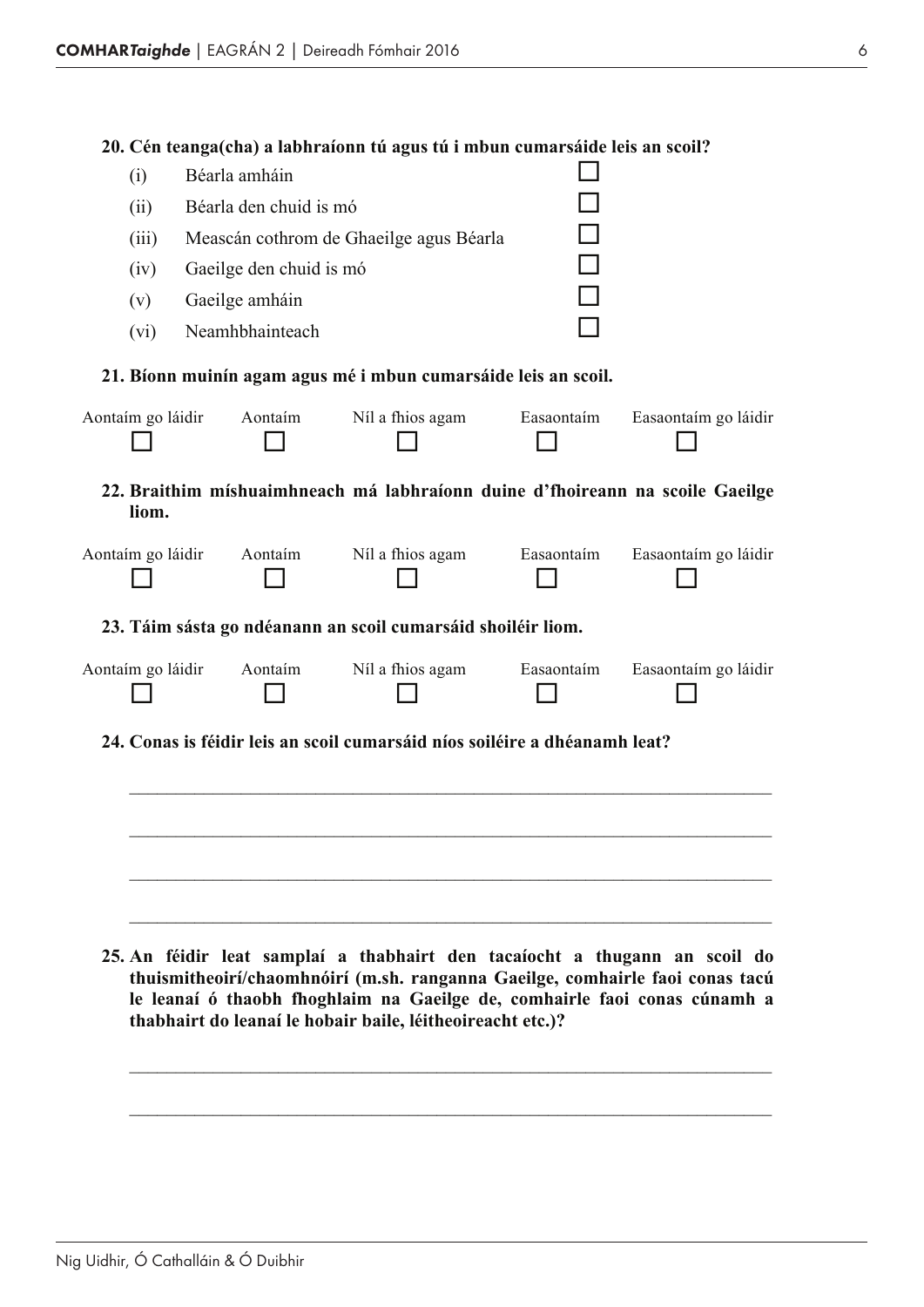**20. Cén teanga(cha) a labhraíonn tú agus tú i mbun cumarsáide leis an scoil?**

(i) Béarla amháin ☐

(ii) Béarla den chuid is mó ☐

(iii) Meascán cothrom de Ghaeilge agus Béarla ☐

(iv) Gaeilge den chuid is mó ☐

(v) Gaeilge amháin ☐

(vi) Neamhbhainteach ☐

**21. Bíonn muinín agam agus mé i mbun cumarsáide leis an scoil.**

| Aontaím go láidir | Aontaím | Níl a fhios agam | Easaontaím | Easaontaím go láidir |
|---|---|---|---|---|
| ☐ | ☐ | ☐ | ☐ | ☐ |

**22. Braithim míshuaimhneach má labhraíonn duine d'fhoireann na scoile Gaeilge liom.**

| Aontaím go láidir | Aontaím | Níl a fhios agam | Easaontaím | Easaontaím go láidir |
|---|---|---|---|---|
| ☐ | ☐ | ☐ | ☐ | ☐ |

**23. Táim sásta go ndéanann an scoil cumarsáid shoiléir liom.**

| Aontaím go láidir | Aontaím | Níl a fhios agam | Easaontaím | Easaontaím go láidir |
|---|---|---|---|---|
| ☐ | ☐ | ☐ | ☐ | ☐ |

**24. Conas is féidir leis an scoil cumarsáid níos soiléire a dhéanamh leat?**

\_\_\_\_\_\_\_\_\_\_\_\_\_\_\_\_\_\_\_\_\_\_\_\_\_\_\_\_\_\_\_\_\_\_\_\_\_\_\_\_\_\_\_\_\_\_\_\_\_\_\_\_\_\_\_\_\_\_\_\_\_\_\_\_

\_\_\_\_\_\_\_\_\_\_\_\_\_\_\_\_\_\_\_\_\_\_\_\_\_\_\_\_\_\_\_\_\_\_\_\_\_\_\_\_\_\_\_\_\_\_\_\_\_\_\_\_\_\_\_\_\_\_\_\_\_\_\_\_

\_\_\_\_\_\_\_\_\_\_\_\_\_\_\_\_\_\_\_\_\_\_\_\_\_\_\_\_\_\_\_\_\_\_\_\_\_\_\_\_\_\_\_\_\_\_\_\_\_\_\_\_\_\_\_\_\_\_\_\_\_\_\_\_

\_\_\_\_\_\_\_\_\_\_\_\_\_\_\_\_\_\_\_\_\_\_\_\_\_\_\_\_\_\_\_\_\_\_\_\_\_\_\_\_\_\_\_\_\_\_\_\_\_\_\_\_\_\_\_\_\_\_\_\_\_\_\_\_

**25. An féidir leat samplaí a thabhairt den tacaíocht a thugann an scoil do thuismitheoirí/chaomhnóirí (m.sh. ranganna Gaeilge, comhairle faoi conas tacú le leanaí ó thaobh fhoghlaim na Gaeilge de, comhairle faoi conas cúnamh a thabhairt do leanaí le hobair baile, léitheoireacht etc.)?**

\_\_\_\_\_\_\_\_\_\_\_\_\_\_\_\_\_\_\_\_\_\_\_\_\_\_\_\_\_\_\_\_\_\_\_\_\_\_\_\_\_\_\_\_\_\_\_\_\_\_\_\_\_\_\_\_\_\_\_\_\_\_\_\_

\_\_\_\_\_\_\_\_\_\_\_\_\_\_\_\_\_\_\_\_\_\_\_\_\_\_\_\_\_\_\_\_\_\_\_\_\_\_\_\_\_\_\_\_\_\_\_\_\_\_\_\_\_\_\_\_\_\_\_\_\_\_\_\_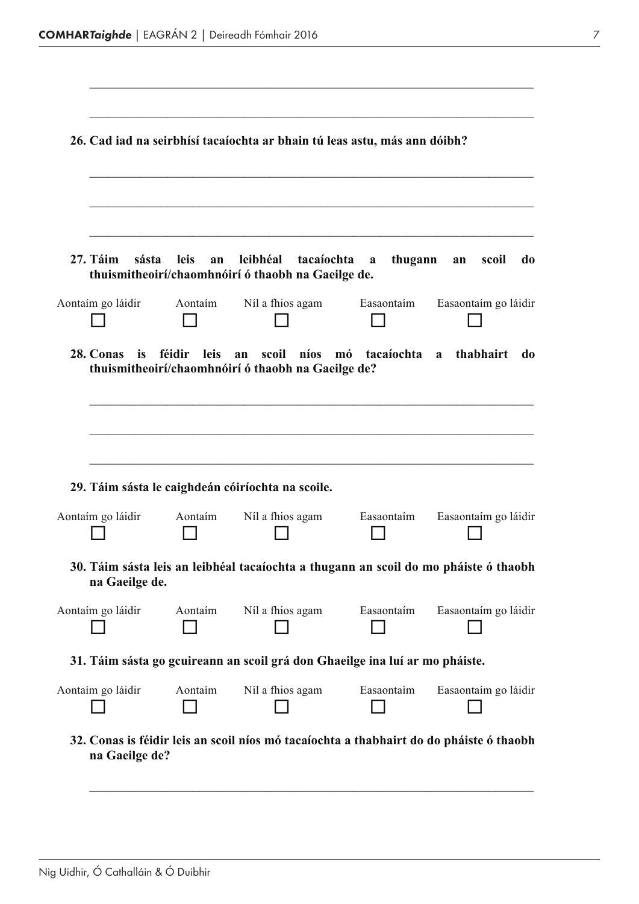\_\_\_\_\_\_\_\_\_\_\_\_\_\_\_\_\_\_\_\_\_\_\_\_\_\_\_\_\_\_\_\_\_\_\_\_\_\_\_\_\_\_\_\_\_\_\_\_\_\_\_\_\_\_\_\_\_\_\_\_\_\_\_\_\_\_\_\_

\_\_\_\_\_\_\_\_\_\_\_\_\_\_\_\_\_\_\_\_\_\_\_\_\_\_\_\_\_\_\_\_\_\_\_\_\_\_\_\_\_\_\_\_\_\_\_\_\_\_\_\_\_\_\_\_\_\_\_\_\_\_\_\_\_\_\_\_

**26. Cad iad na seirbhísí tacaíochta ar bhain tú leas astu, más ann dóibh?**

\_\_\_\_\_\_\_\_\_\_\_\_\_\_\_\_\_\_\_\_\_\_\_\_\_\_\_\_\_\_\_\_\_\_\_\_\_\_\_\_\_\_\_\_\_\_\_\_\_\_\_\_\_\_\_\_\_\_\_\_\_\_\_\_\_\_\_\_

\_\_\_\_\_\_\_\_\_\_\_\_\_\_\_\_\_\_\_\_\_\_\_\_\_\_\_\_\_\_\_\_\_\_\_\_\_\_\_\_\_\_\_\_\_\_\_\_\_\_\_\_\_\_\_\_\_\_\_\_\_\_\_\_\_\_\_\_

\_\_\_\_\_\_\_\_\_\_\_\_\_\_\_\_\_\_\_\_\_\_\_\_\_\_\_\_\_\_\_\_\_\_\_\_\_\_\_\_\_\_\_\_\_\_\_\_\_\_\_\_\_\_\_\_\_\_\_\_\_\_\_\_\_\_\_\_

**27. Táim sásta leis an leibhéal tacaíochta a thugann an scoil do thuismitheoirí/chaomhnóirí ó thaobh na Gaeilge de.**

| Aontaím go láidir | Aontaím | Níl a fhios agam | Easaontaím | Easaontaím go láidir |
|---|---|---|---|---|
| ☐ | ☐ | ☐ | ☐ | ☐ |

**28. Conas is féidir leis an scoil níos mó tacaíochta a thabhairt do thuismitheoirí/chaomhnóirí ó thaobh na Gaeilge de?**

\_\_\_\_\_\_\_\_\_\_\_\_\_\_\_\_\_\_\_\_\_\_\_\_\_\_\_\_\_\_\_\_\_\_\_\_\_\_\_\_\_\_\_\_\_\_\_\_\_\_\_\_\_\_\_\_\_\_\_\_\_\_\_\_\_\_\_\_

\_\_\_\_\_\_\_\_\_\_\_\_\_\_\_\_\_\_\_\_\_\_\_\_\_\_\_\_\_\_\_\_\_\_\_\_\_\_\_\_\_\_\_\_\_\_\_\_\_\_\_\_\_\_\_\_\_\_\_\_\_\_\_\_\_\_\_\_

\_\_\_\_\_\_\_\_\_\_\_\_\_\_\_\_\_\_\_\_\_\_\_\_\_\_\_\_\_\_\_\_\_\_\_\_\_\_\_\_\_\_\_\_\_\_\_\_\_\_\_\_\_\_\_\_\_\_\_\_\_\_\_\_\_\_\_\_

**29. Táim sásta le caighdeán cóiríochta na scoile.**

| Aontaím go láidir | Aontaím | Níl a fhios agam | Easaontaím | Easaontaím go láidir |
|---|---|---|---|---|
| ☐ | ☐ | ☐ | ☐ | ☐ |

**30. Táim sásta leis an leibhéal tacaíochta a thugann an scoil do mo pháiste ó thaobh na Gaeilge de.**

| Aontaím go láidir | Aontaím | Níl a fhios agam | Easaontaím | Easaontaím go láidir |
|---|---|---|---|---|
| ☐ | ☐ | ☐ | ☐ | ☐ |

**31. Táim sásta go gcuireann an scoil grá don Ghaeilge ina luí ar mo pháiste.**

| Aontaím go láidir | Aontaím | Níl a fhios agam | Easaontaím | Easaontaím go láidir |
|---|---|---|---|---|
| ☐ | ☐ | ☐ | ☐ | ☐ |

**32. Conas is féidir leis an scoil níos mó tacaíochta a thabhairt do do pháiste ó thaobh na Gaeilge de?**

\_\_\_\_\_\_\_\_\_\_\_\_\_\_\_\_\_\_\_\_\_\_\_\_\_\_\_\_\_\_\_\_\_\_\_\_\_\_\_\_\_\_\_\_\_\_\_\_\_\_\_\_\_\_\_\_\_\_\_\_\_\_\_\_\_\_\_\_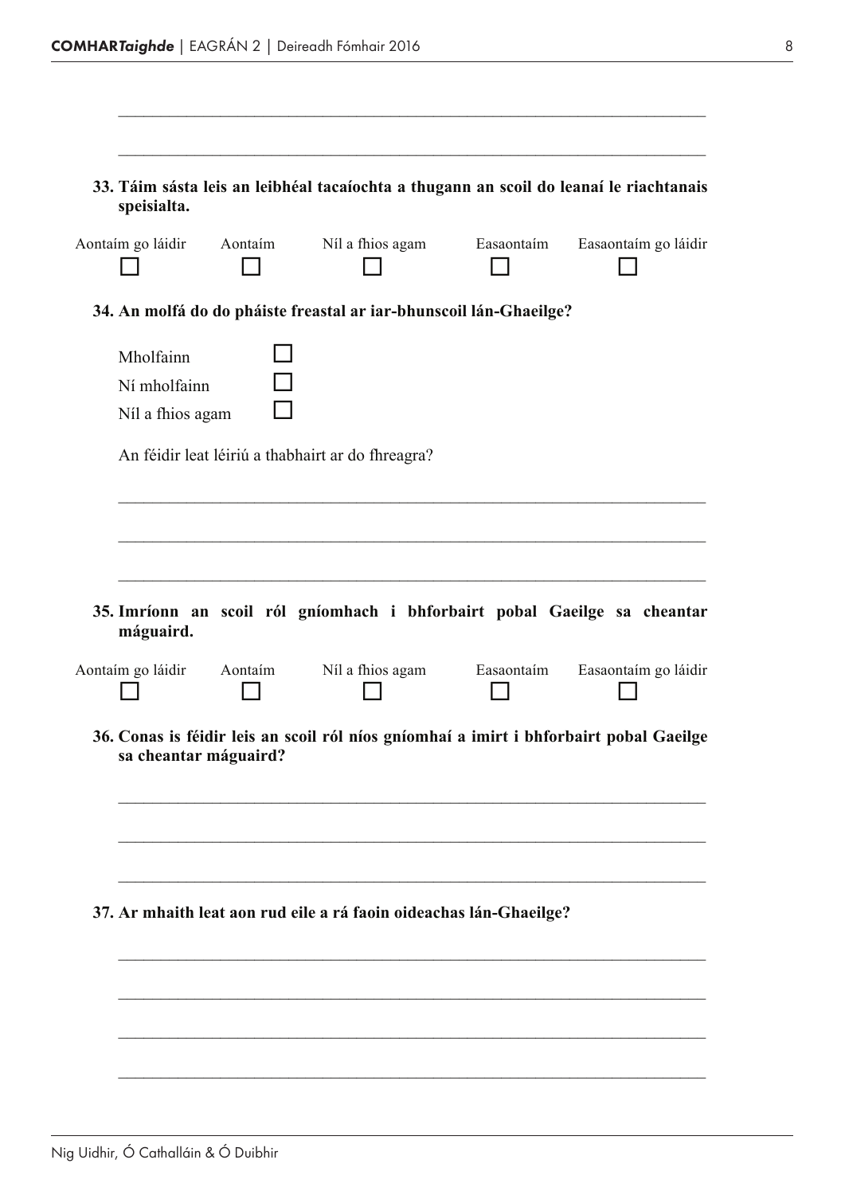\_\_\_\_\_\_\_\_\_\_\_\_\_\_\_\_\_\_\_\_\_\_\_\_\_\_\_\_\_\_\_\_\_\_\_\_\_\_\_\_\_\_\_\_\_\_\_\_\_\_\_\_\_\_\_\_\_\_\_\_\_\_\_\_\_\_\_\_

\_\_\_\_\_\_\_\_\_\_\_\_\_\_\_\_\_\_\_\_\_\_\_\_\_\_\_\_\_\_\_\_\_\_\_\_\_\_\_\_\_\_\_\_\_\_\_\_\_\_\_\_\_\_\_\_\_\_\_\_\_\_\_\_\_\_\_\_

**33. Táim sásta leis an leibhéal tacaíochta a thugann an scoil do leanaí le riachtanais speisialta.**

| Aontaím go láidir | Aontaím | Níl a fhios agam | Easaontaím | Easaontaím go láidir |
|---|---|---|---|---|
| ☐ | ☐ | ☐ | ☐ | ☐ |

**34. An molfá do do pháiste freastal ar iar-bhunscoil lán-Ghaeilge?**

- Mholfainn ☐
- Ní mholfainn ☐
- Níl a fhios agam ☐

An féidir leat léiriú a thabhairt ar do fhreagra?

\_\_\_\_\_\_\_\_\_\_\_\_\_\_\_\_\_\_\_\_\_\_\_\_\_\_\_\_\_\_\_\_\_\_\_\_\_\_\_\_\_\_\_\_\_\_\_\_\_\_\_\_\_\_\_\_\_\_\_\_\_\_\_\_\_\_\_\_

\_\_\_\_\_\_\_\_\_\_\_\_\_\_\_\_\_\_\_\_\_\_\_\_\_\_\_\_\_\_\_\_\_\_\_\_\_\_\_\_\_\_\_\_\_\_\_\_\_\_\_\_\_\_\_\_\_\_\_\_\_\_\_\_\_\_\_\_

\_\_\_\_\_\_\_\_\_\_\_\_\_\_\_\_\_\_\_\_\_\_\_\_\_\_\_\_\_\_\_\_\_\_\_\_\_\_\_\_\_\_\_\_\_\_\_\_\_\_\_\_\_\_\_\_\_\_\_\_\_\_\_\_\_\_\_\_

**35. Imríonn an scoil ról gníomhach i bhforbairt pobal Gaeilge sa cheantar máguaird.**

| Aontaím go láidir | Aontaím | Níl a fhios agam | Easaontaím | Easaontaím go láidir |
|---|---|---|---|---|
| ☐ | ☐ | ☐ | ☐ | ☐ |

**36. Conas is féidir leis an scoil ról níos gníomhaí a imirt i bhforbairt pobal Gaeilge sa cheantar máguaird?**

\_\_\_\_\_\_\_\_\_\_\_\_\_\_\_\_\_\_\_\_\_\_\_\_\_\_\_\_\_\_\_\_\_\_\_\_\_\_\_\_\_\_\_\_\_\_\_\_\_\_\_\_\_\_\_\_\_\_\_\_\_\_\_\_\_\_\_\_

\_\_\_\_\_\_\_\_\_\_\_\_\_\_\_\_\_\_\_\_\_\_\_\_\_\_\_\_\_\_\_\_\_\_\_\_\_\_\_\_\_\_\_\_\_\_\_\_\_\_\_\_\_\_\_\_\_\_\_\_\_\_\_\_\_\_\_\_

\_\_\_\_\_\_\_\_\_\_\_\_\_\_\_\_\_\_\_\_\_\_\_\_\_\_\_\_\_\_\_\_\_\_\_\_\_\_\_\_\_\_\_\_\_\_\_\_\_\_\_\_\_\_\_\_\_\_\_\_\_\_\_\_\_\_\_\_

**37. Ar mhaith leat aon rud eile a rá faoin oideachas lán-Ghaeilge?**

\_\_\_\_\_\_\_\_\_\_\_\_\_\_\_\_\_\_\_\_\_\_\_\_\_\_\_\_\_\_\_\_\_\_\_\_\_\_\_\_\_\_\_\_\_\_\_\_\_\_\_\_\_\_\_\_\_\_\_\_\_\_\_\_\_\_\_\_

\_\_\_\_\_\_\_\_\_\_\_\_\_\_\_\_\_\_\_\_\_\_\_\_\_\_\_\_\_\_\_\_\_\_\_\_\_\_\_\_\_\_\_\_\_\_\_\_\_\_\_\_\_\_\_\_\_\_\_\_\_\_\_\_\_\_\_\_

\_\_\_\_\_\_\_\_\_\_\_\_\_\_\_\_\_\_\_\_\_\_\_\_\_\_\_\_\_\_\_\_\_\_\_\_\_\_\_\_\_\_\_\_\_\_\_\_\_\_\_\_\_\_\_\_\_\_\_\_\_\_\_\_\_\_\_\_

\_\_\_\_\_\_\_\_\_\_\_\_\_\_\_\_\_\_\_\_\_\_\_\_\_\_\_\_\_\_\_\_\_\_\_\_\_\_\_\_\_\_\_\_\_\_\_\_\_\_\_\_\_\_\_\_\_\_\_\_\_\_\_\_\_\_\_\_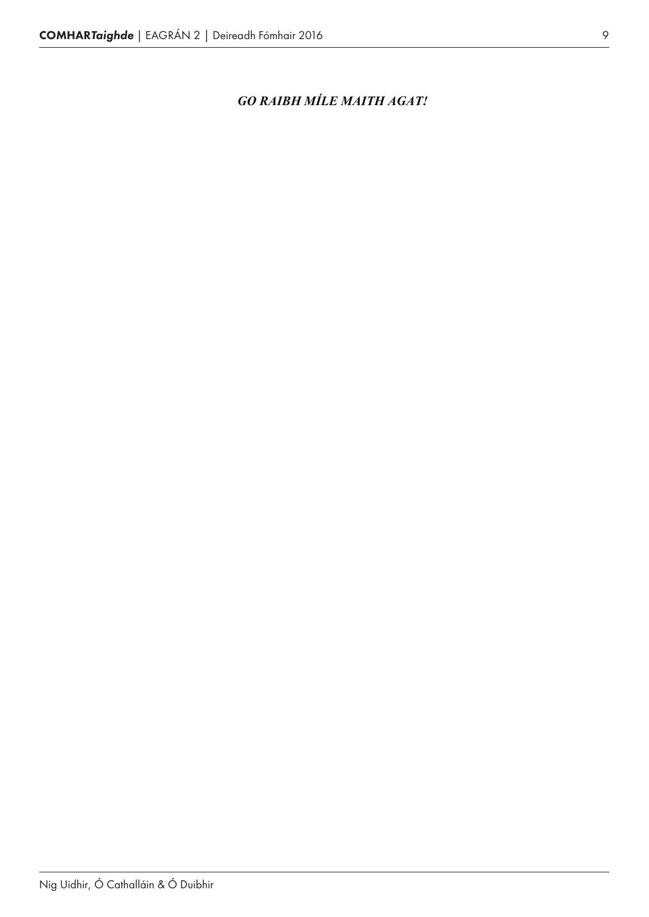***GO RAIBH MÍLE MAITH AGAT!***